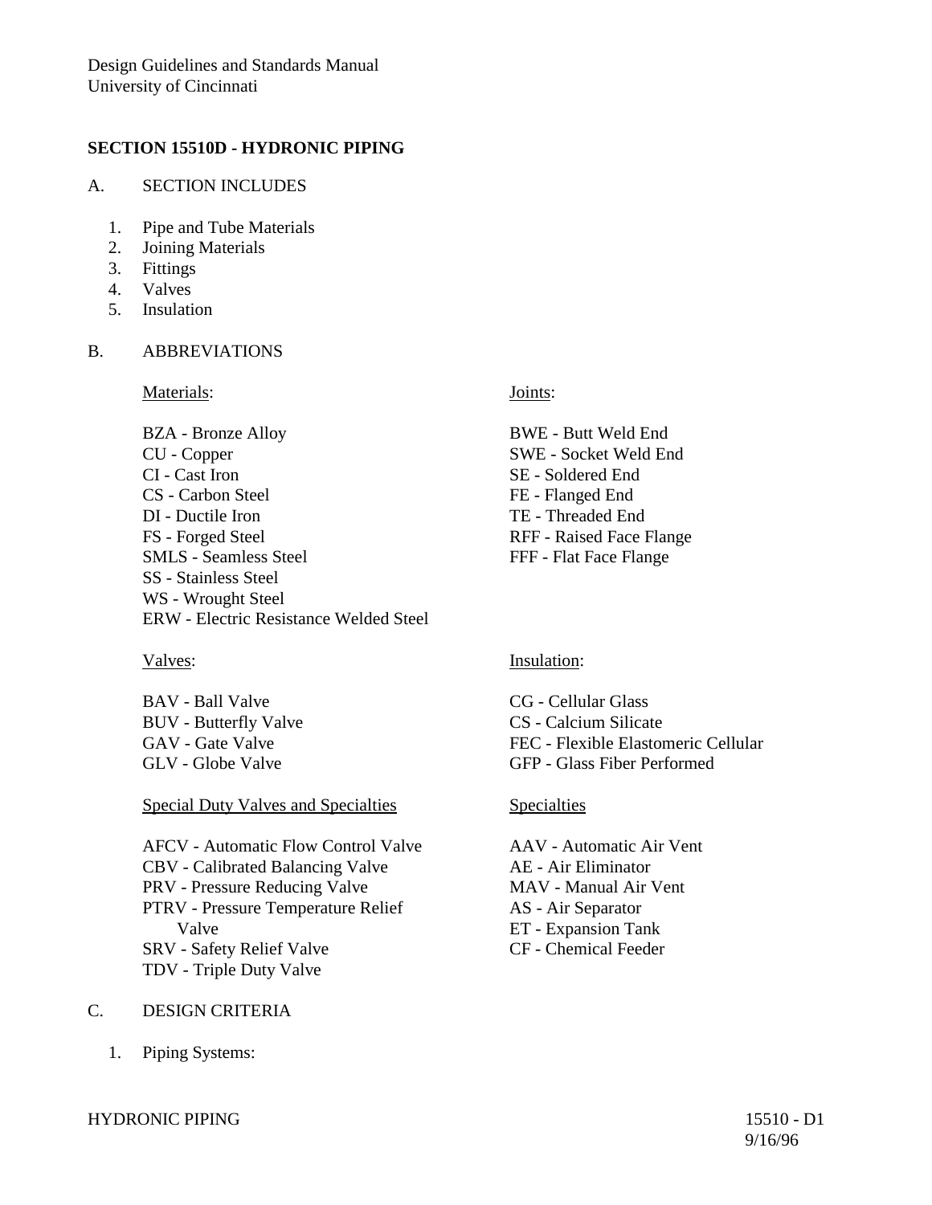Design Guidelines and Standards Manual
University of Cincinnati

## SECTION 15510D - HYDRONIC PIPING

A. SECTION INCLUDES

1. Pipe and Tube Materials
2. Joining Materials
3. Fittings
4. Valves
5. Insulation

B. ABBREVIATIONS

<u>Materials</u>:

BZA - Bronze Alloy
CU - Copper
CI - Cast Iron
CS - Carbon Steel
DI - Ductile Iron
FS - Forged Steel
SMLS - Seamless Steel
SS - Stainless Steel
WS - Wrought Steel
ERW - Electric Resistance Welded Steel

<u>Joints</u>:

BWE - Butt Weld End
SWE - Socket Weld End
SE - Soldered End
FE - Flanged End
TE - Threaded End
RFF - Raised Face Flange
FFF - Flat Face Flange

<u>Valves</u>:

BAV - Ball Valve
BUV - Butterfly Valve
GAV - Gate Valve
GLV - Globe Valve

<u>Insulation</u>:

CG - Cellular Glass
CS - Calcium Silicate
FEC - Flexible Elastomeric Cellular
GFP - Glass Fiber Performed

<u>Special Duty Valves and Specialties</u>

AFCV - Automatic Flow Control Valve
CBV - Calibrated Balancing Valve
PRV - Pressure Reducing Valve
PTRV - Pressure Temperature Relief Valve
SRV - Safety Relief Valve
TDV - Triple Duty Valve

<u>Specialties</u>

AAV - Automatic Air Vent
AE - Air Eliminator
MAV - Manual Air Vent
AS - Air Separator
ET - Expansion Tank
CF - Chemical Feeder

C. DESIGN CRITERIA

1. Piping Systems: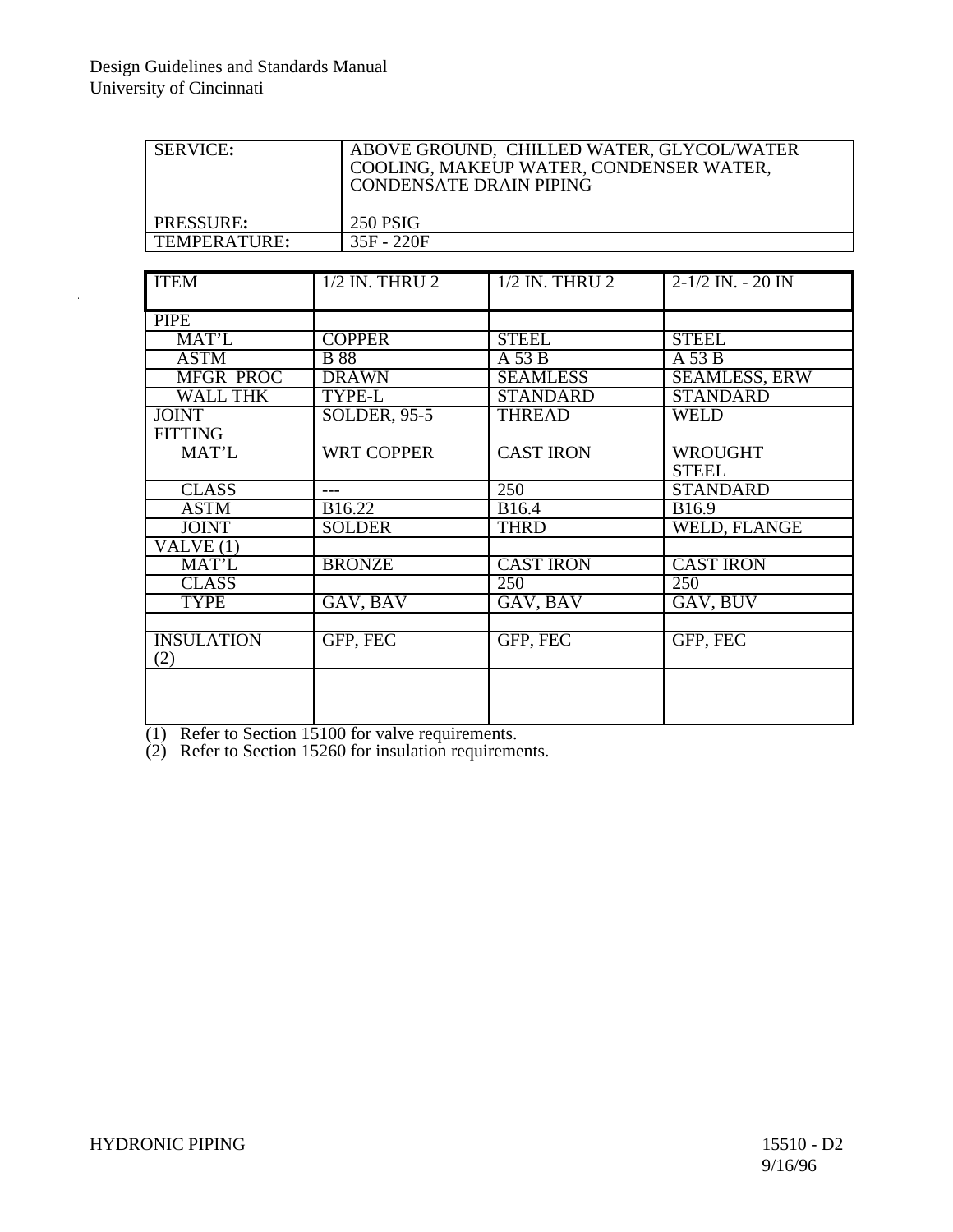| SERVICE: | ABOVE GROUND, CHILLED WATER, GLYCOL/WATER COOLING, MAKEUP WATER, CONDENSER WATER, CONDENSATE DRAIN PIPING |
|---|---|
| | |
| PRESSURE: | 250 PSIG |
| TEMPERATURE: | 35F - 220F |

| ITEM | 1/2 IN. THRU 2 | 1/2 IN. THRU 2 | 2-1/2 IN. - 20 IN |
|---|---|---|---|
| PIPE | | | |
| MAT'L | COPPER | STEEL | STEEL |
| ASTM | B 88 | A 53 B | A 53 B |
| MFGR PROC | DRAWN | SEAMLESS | SEAMLESS, ERW |
| WALL THK | TYPE-L | STANDARD | STANDARD |
| JOINT | SOLDER, 95-5 | THREAD | WELD |
| FITTING | | | |
| MAT'L | WRT COPPER | CAST IRON | WROUGHT STEEL |
| CLASS | --- | 250 | STANDARD |
| ASTM | B16.22 | B16.4 | B16.9 |
| JOINT | SOLDER | THRD | WELD, FLANGE |
| VALVE (1) | | | |
| MAT'L | BRONZE | CAST IRON | CAST IRON |
| CLASS | | 250 | 250 |
| TYPE | GAV, BAV | GAV, BAV | GAV, BUV |
| | | | |
| INSULATION (2) | GFP, FEC | GFP, FEC | GFP, FEC |
| | | | |
| | | | |
| | | | |

(1) Refer to Section 15100 for valve requirements.
(2) Refer to Section 15260 for insulation requirements.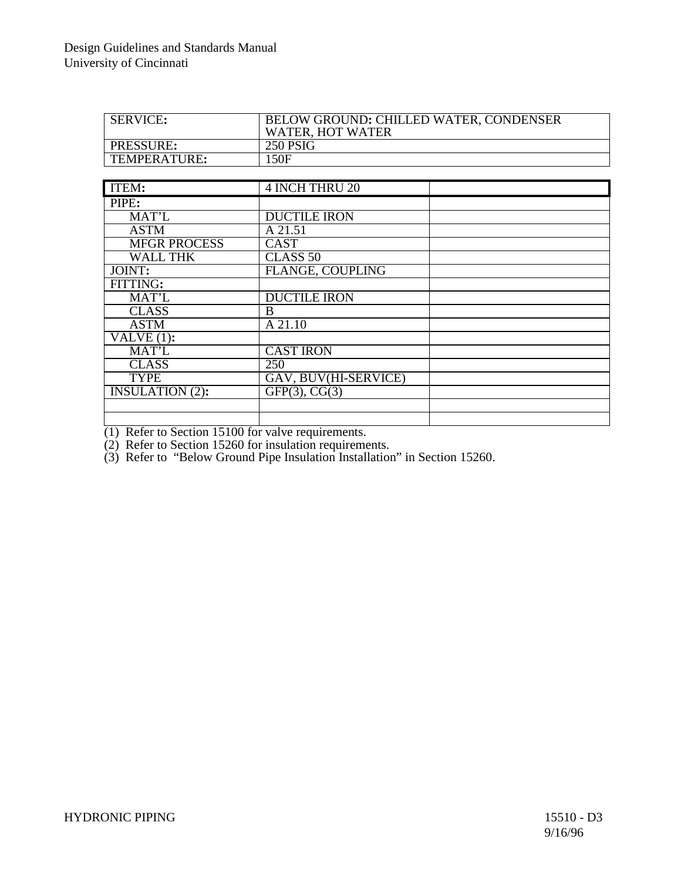| SERVICE: | BELOW GROUND: CHILLED WATER, CONDENSER WATER, HOT WATER |
|---|---|
| PRESSURE: | 250 PSIG |
| TEMPERATURE: | 150F |

| ITEM: | 4 INCH THRU 20 | |
|---|---|---|
| PIPE: | | |
| MAT'L | DUCTILE IRON | |
| ASTM | A 21.51 | |
| MFGR PROCESS | CAST | |
| WALL THK | CLASS 50 | |
| JOINT: | FLANGE, COUPLING | |
| FITTING: | | |
| MAT'L | DUCTILE IRON | |
| CLASS | B | |
| ASTM | A 21.10 | |
| VALVE (1): | | |
| MAT'L | CAST IRON | |
| CLASS | 250 | |
| TYPE | GAV, BUV(HI-SERVICE) | |
| INSULATION (2): | GFP(3), CG(3) | |
| | | |
| | | |

(1) Refer to Section 15100 for valve requirements.
(2) Refer to Section 15260 for insulation requirements.
(3) Refer to "Below Ground Pipe Insulation Installation" in Section 15260.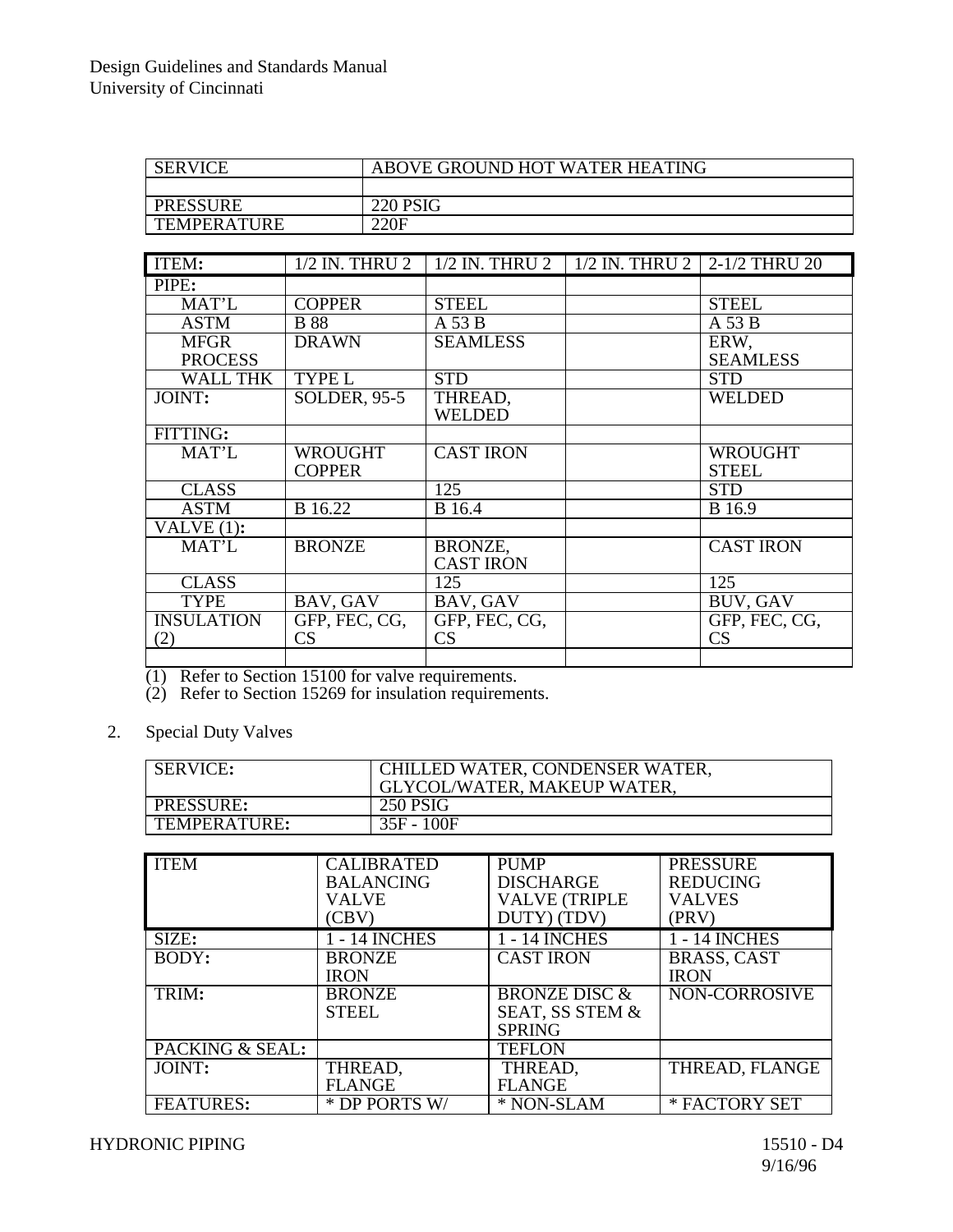| SERVICE | ABOVE GROUND HOT WATER HEATING |
|---|---|
| | |
| PRESSURE | 220 PSIG |
| TEMPERATURE | 220F |

| ITEM: | 1/2 IN. THRU 2 | 1/2 IN. THRU 2 | 1/2 IN. THRU 2 | 2-1/2 THRU 20 |
|---|---|---|---|---|
| PIPE: | | | | |
| MAT'L | COPPER | STEEL | | STEEL |
| ASTM | B 88 | A 53 B | | A 53 B |
| MFGR PROCESS | DRAWN | SEAMLESS | | ERW, SEAMLESS |
| WALL THK | TYPE L | STD | | STD |
| JOINT: | SOLDER, 95-5 | THREAD, WELDED | | WELDED |
| FITTING: | | | | |
| MAT'L | WROUGHT COPPER | CAST IRON | | WROUGHT STEEL |
| CLASS | | 125 | | STD |
| ASTM | B 16.22 | B 16.4 | | B 16.9 |
| VALVE (1): | | | | |
| MAT'L | BRONZE | BRONZE, CAST IRON | | CAST IRON |
| CLASS | | 125 | | 125 |
| TYPE | BAV, GAV | BAV, GAV | | BUV, GAV |
| INSULATION (2) | GFP, FEC, CG, CS | GFP, FEC, CG, CS | | GFP, FEC, CG, CS |
| | | | | |

(1) Refer to Section 15100 for valve requirements.
(2) Refer to Section 15269 for insulation requirements.

2. Special Duty Valves

| SERVICE: | CHILLED WATER, CONDENSER WATER, GLYCOL/WATER, MAKEUP WATER, |
|---|---|
| PRESSURE: | 250 PSIG |
| TEMPERATURE: | 35F - 100F |

| ITEM | CALIBRATED BALANCING VALVE (CBV) | PUMP DISCHARGE VALVE (TRIPLE DUTY) (TDV) | PRESSURE REDUCING VALVES (PRV) |
|---|---|---|---|
| SIZE: | 1 - 14 INCHES | 1 - 14 INCHES | 1 - 14 INCHES |
| BODY: | BRONZE IRON | CAST IRON | BRASS, CAST IRON |
| TRIM: | BRONZE STEEL | BRONZE DISC & SEAT, SS STEM & SPRING | NON-CORROSIVE |
| PACKING & SEAL: | | TEFLON | |
| JOINT: | THREAD, FLANGE | THREAD, FLANGE | THREAD, FLANGE |
| FEATURES: | * DP PORTS W/ | * NON-SLAM | * FACTORY SET |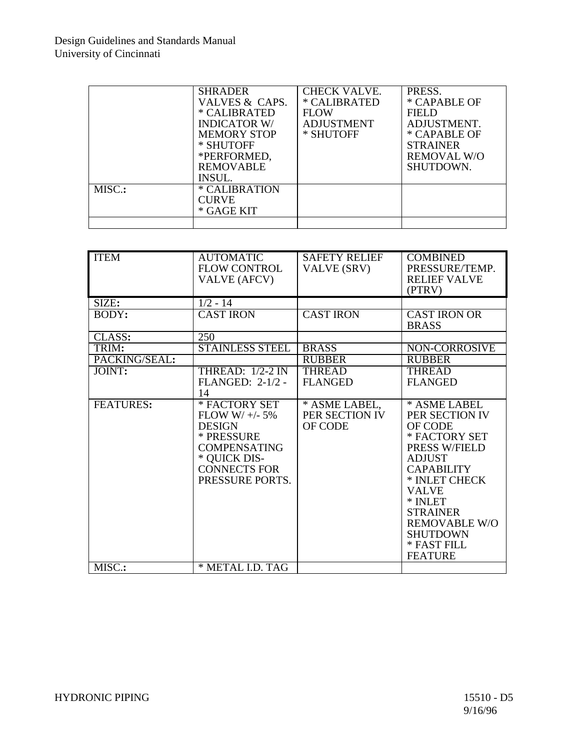| | | | |
|---|---|---|---|
| | SHRADER VALVES & CAPS. * CALIBRATED INDICATOR W/ MEMORY STOP * SHUTOFF *PERFORMED, REMOVABLE INSUL. | CHECK VALVE. * CALIBRATED FLOW ADJUSTMENT * SHUTOFF | PRESS. * CAPABLE OF FIELD ADJUSTMENT. * CAPABLE OF STRAINER REMOVAL W/O SHUTDOWN. |
| MISC.: | * CALIBRATION CURVE * GAGE KIT | | |
| | | | |

| ITEM | AUTOMATIC FLOW CONTROL VALVE (AFCV) | SAFETY RELIEF VALVE (SRV) | COMBINED PRESSURE/TEMP. RELIEF VALVE (PTRV) |
|---|---|---|---|
| SIZE: | 1/2 - 14 | | |
| BODY: | CAST IRON | CAST IRON | CAST IRON OR BRASS |
| CLASS: | 250 | | |
| TRIM: | STAINLESS STEEL | BRASS | NON-CORROSIVE |
| PACKING/SEAL: | | RUBBER | RUBBER |
| JOINT: | THREAD: 1/2-2 IN FLANGED: 2-1/2 - 14 | THREAD FLANGED | THREAD FLANGED |
| FEATURES: | * FACTORY SET FLOW W/ +/- 5% DESIGN * PRESSURE COMPENSATING * QUICK DIS-CONNECTS FOR PRESSURE PORTS. | * ASME LABEL, PER SECTION IV OF CODE | * ASME LABEL PER SECTION IV OF CODE * FACTORY SET PRESS W/FIELD ADJUST CAPABILITY * INLET CHECK VALVE * INLET STRAINER REMOVABLE W/O SHUTDOWN * FAST FILL FEATURE |
| MISC.: | * METAL I.D. TAG | | |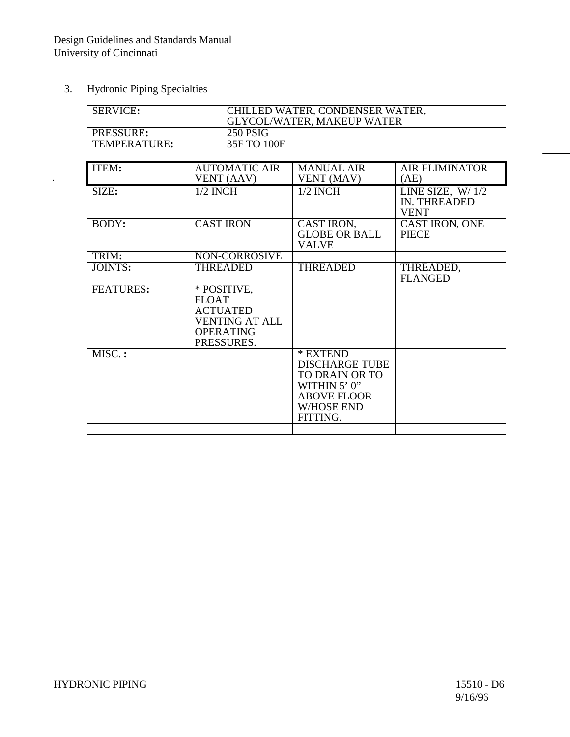3. Hydronic Piping Specialties

| SERVICE: | CHILLED WATER, CONDENSER WATER, GLYCOL/WATER, MAKEUP WATER |
|---|---|
| PRESSURE: | 250 PSIG |
| TEMPERATURE: | 35F TO 100F |

| ITEM: | AUTOMATIC AIR VENT (AAV) | MANUAL AIR VENT (MAV) | AIR ELIMINATOR (AE) |
|---|---|---|---|
| SIZE: | 1/2 INCH | 1/2 INCH | LINE SIZE, W/ 1/2 IN. THREADED VENT |
| BODY: | CAST IRON | CAST IRON, GLOBE OR BALL VALVE | CAST IRON, ONE PIECE |
| TRIM: | NON-CORROSIVE | | |
| JOINTS: | THREADED | THREADED | THREADED, FLANGED |
| FEATURES: | * POSITIVE, FLOAT ACTUATED VENTING AT ALL OPERATING PRESSURES. | | |
| MISC. : | | * EXTEND DISCHARGE TUBE TO DRAIN OR TO WITHIN 5' 0" ABOVE FLOOR W/HOSE END FITTING. | |
| | | | |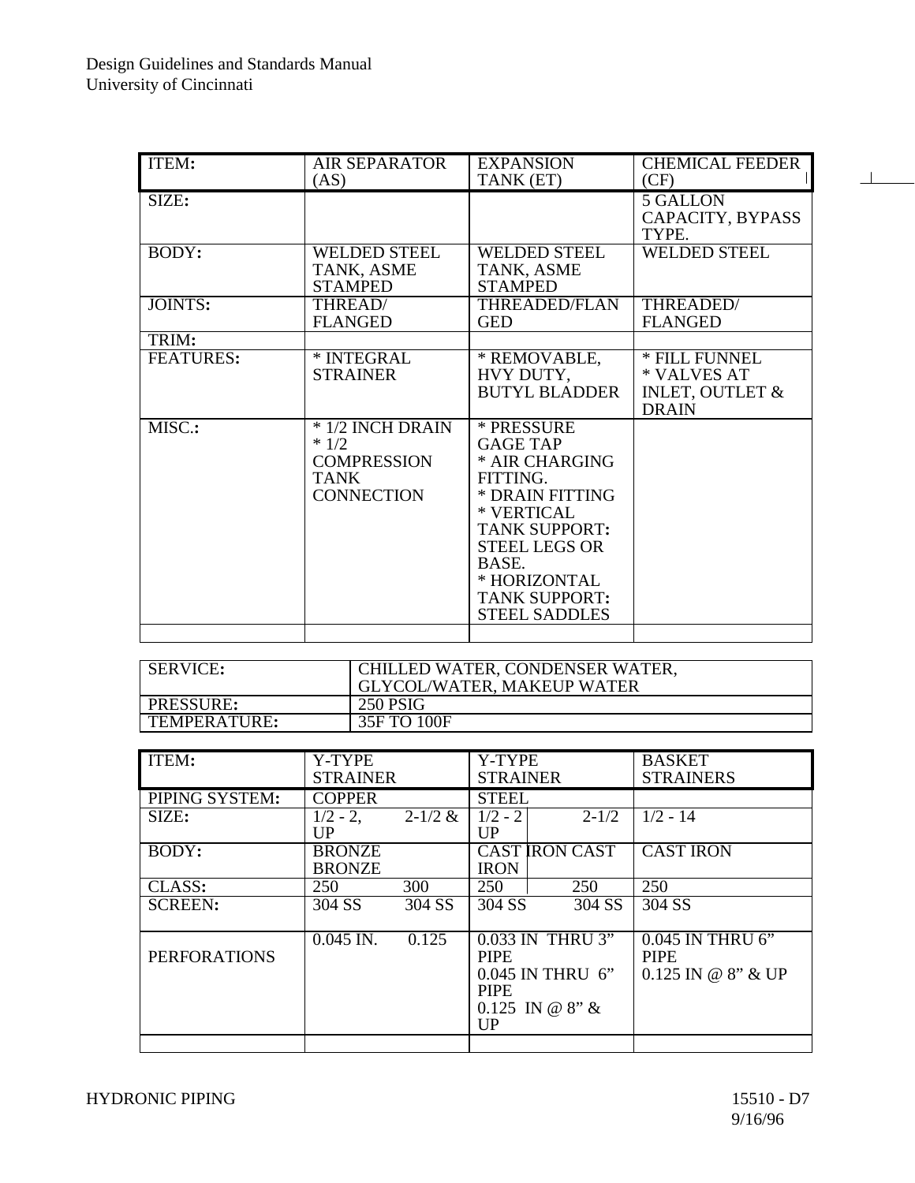| ITEM: | AIR SEPARATOR (AS) | EXPANSION TANK (ET) | CHEMICAL FEEDER (CF) |
|---|---|---|---|
| SIZE: | | | 5 GALLON CAPACITY, BYPASS TYPE. |
| BODY: | WELDED STEEL TANK, ASME STAMPED | WELDED STEEL TANK, ASME STAMPED | WELDED STEEL |
| JOINTS: | THREAD/ FLANGED | THREADED/FLANGED | THREADED/ FLANGED |
| TRIM: | | | |
| FEATURES: | * INTEGRAL STRAINER | * REMOVABLE, HVY DUTY, BUTYL BLADDER | * FILL FUNNEL<br>* VALVES AT INLET, OUTLET & DRAIN |
| MISC.: | * 1/2 INCH DRAIN<br>* 1/2 COMPRESSION TANK CONNECTION | * PRESSURE GAGE TAP<br>* AIR CHARGING FITTING.<br>* DRAIN FITTING<br>* VERTICAL TANK SUPPORT: STEEL LEGS OR BASE.<br>* HORIZONTAL TANK SUPPORT: STEEL SADDLES | |
| | | | |

| SERVICE: | CHILLED WATER, CONDENSER WATER, GLYCOL/WATER, MAKEUP WATER |
|---|---|
| PRESSURE: | 250 PSIG |
| TEMPERATURE: | 35F TO 100F |

| ITEM: | Y-TYPE STRAINER | | Y-TYPE STRAINER | | BASKET STRAINERS |
|---|---|---|---|---|---|
| PIPING SYSTEM: | COPPER | | STEEL | | |
| SIZE: | 1/2 - 2, | 2-1/2 & UP | 1/2 - 2 | 2-1/2 UP | 1/2 - 14 |
| BODY: | BRONZE | BRONZE | CAST IRON | CAST IRON | CAST IRON |
| CLASS: | 250 | 300 | 250 | 250 | 250 |
| SCREEN: | 304 SS | 304 SS | 304 SS | 304 SS | 304 SS |
| PERFORATIONS | 0.045 IN. | 0.125 | 0.033 IN THRU 3" PIPE<br>0.045 IN THRU 6" PIPE<br>0.125 IN @ 8" & UP | | 0.045 IN THRU 6" PIPE<br>0.125 IN @ 8" & UP |
| | | | | | |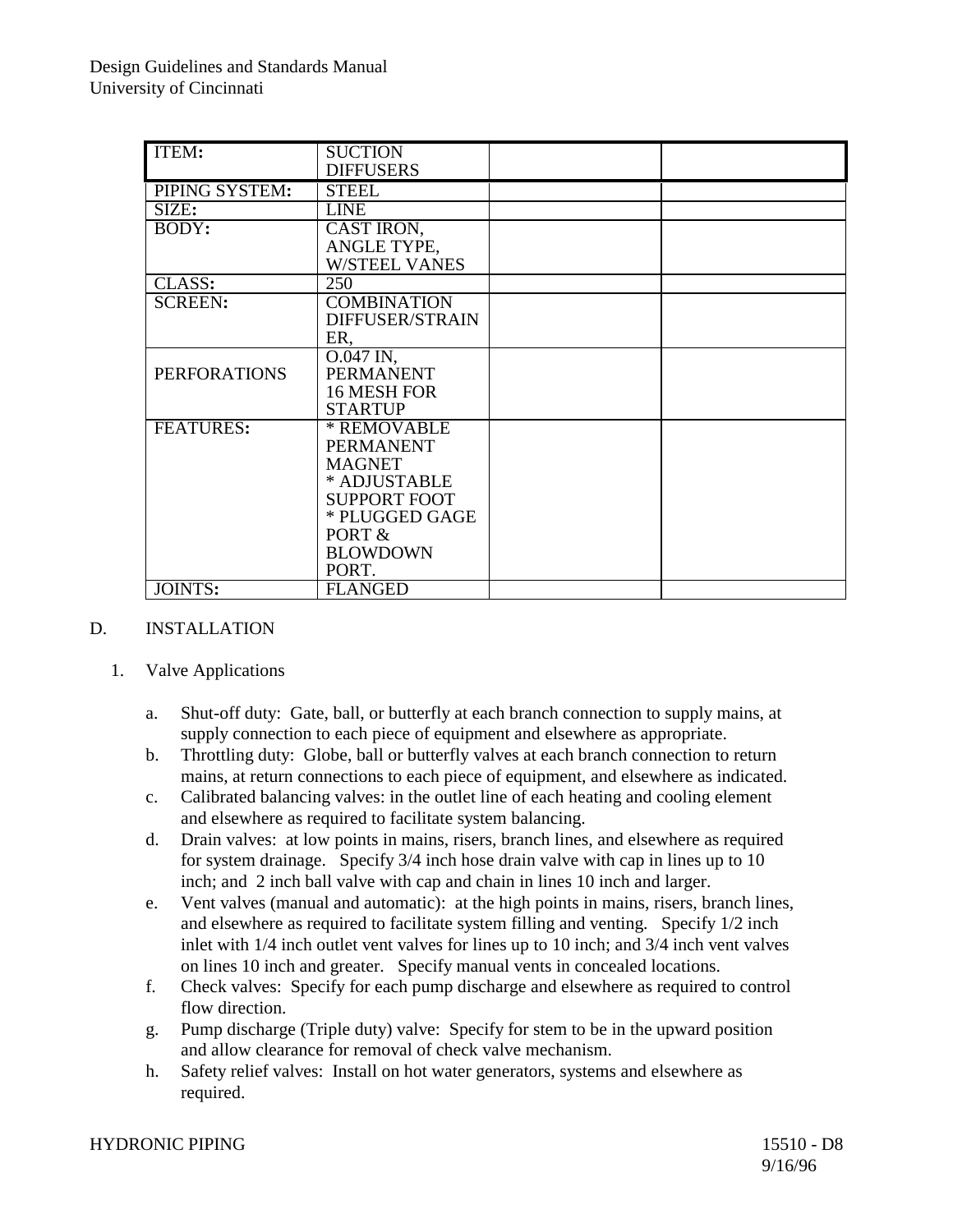| ITEM: | SUCTION DIFFUSERS | | |
|---|---|---|---|
| PIPING SYSTEM: | STEEL | | |
| SIZE: | LINE | | |
| BODY: | CAST IRON, ANGLE TYPE, W/STEEL VANES | | |
| CLASS: | 250 | | |
| SCREEN: | COMBINATION DIFFUSER/STRAINER, | | |
| PERFORATIONS | O.047 IN, PERMANENT 16 MESH FOR STARTUP | | |
| FEATURES: | * REMOVABLE PERMANENT MAGNET * ADJUSTABLE SUPPORT FOOT * PLUGGED GAGE PORT & BLOWDOWN PORT. | | |
| JOINTS: | FLANGED | | |

D. INSTALLATION

1. Valve Applications

   a. Shut-off duty: Gate, ball, or butterfly at each branch connection to supply mains, at supply connection to each piece of equipment and elsewhere as appropriate.
   b. Throttling duty: Globe, ball or butterfly valves at each branch connection to return mains, at return connections to each piece of equipment, and elsewhere as indicated.
   c. Calibrated balancing valves: in the outlet line of each heating and cooling element and elsewhere as required to facilitate system balancing.
   d. Drain valves: at low points in mains, risers, branch lines, and elsewhere as required for system drainage. Specify 3/4 inch hose drain valve with cap in lines up to 10 inch; and 2 inch ball valve with cap and chain in lines 10 inch and larger.
   e. Vent valves (manual and automatic): at the high points in mains, risers, branch lines, and elsewhere as required to facilitate system filling and venting. Specify 1/2 inch inlet with 1/4 inch outlet vent valves for lines up to 10 inch; and 3/4 inch vent valves on lines 10 inch and greater. Specify manual vents in concealed locations.
   f. Check valves: Specify for each pump discharge and elsewhere as required to control flow direction.
   g. Pump discharge (Triple duty) valve: Specify for stem to be in the upward position and allow clearance for removal of check valve mechanism.
   h. Safety relief valves: Install on hot water generators, systems and elsewhere as required.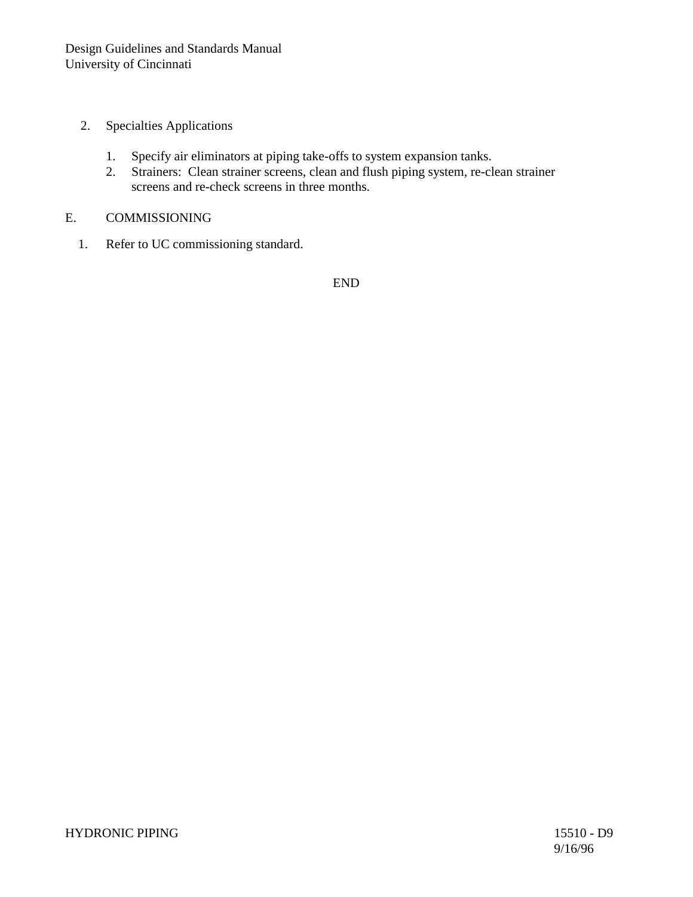2. Specialties Applications

    1. Specify air eliminators at piping take-offs to system expansion tanks.
    2. Strainers: Clean strainer screens, clean and flush piping system, re-clean strainer screens and re-check screens in three months.

E. COMMISSIONING

1. Refer to UC commissioning standard.

END